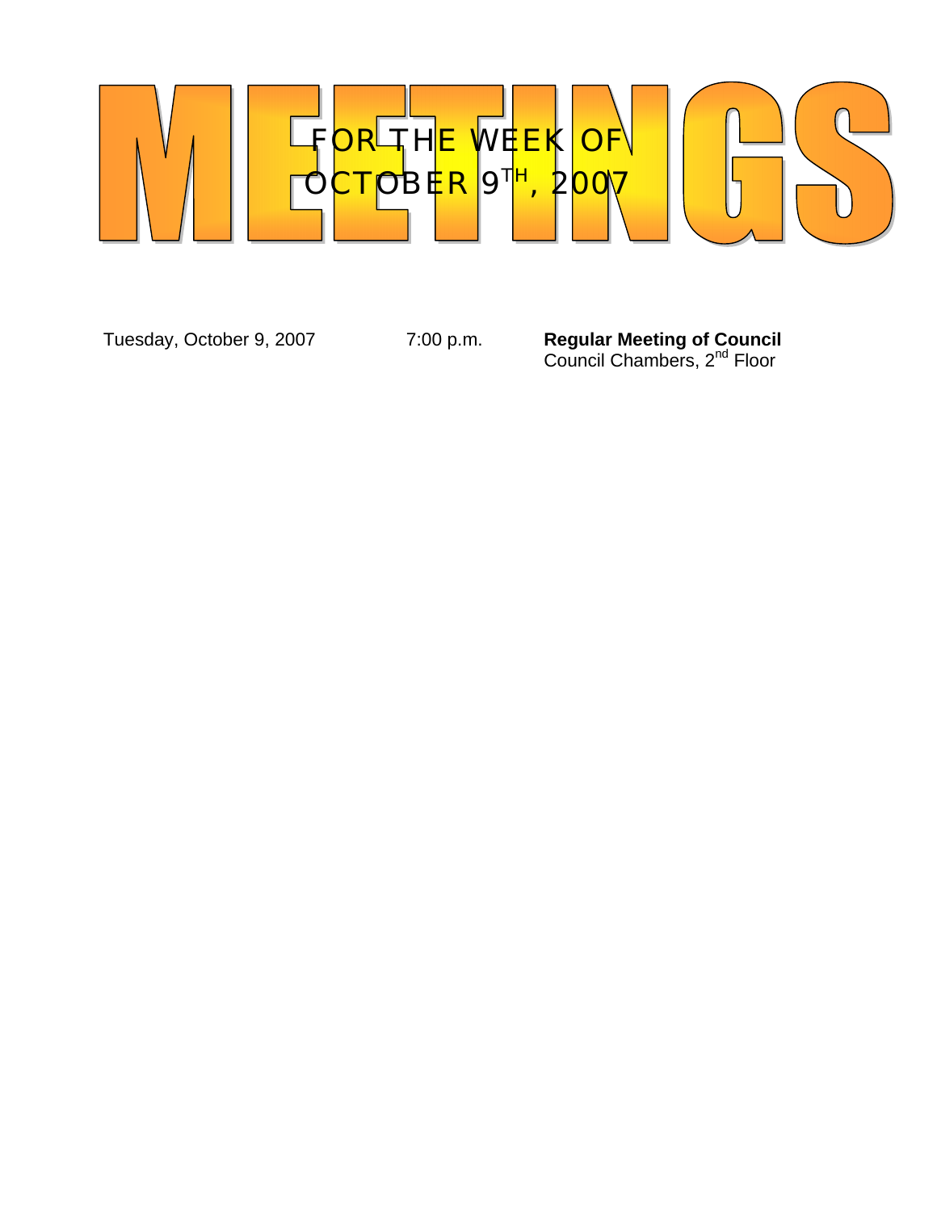# MEETINGS

## FOR THE WEEK OF OCTOBER 9TH, 2007

| | | |
|---|---|---|
| Tuesday, October 9, 2007 | 7:00 p.m. | **Regular Meeting of Council**<br>Council Chambers, 2nd Floor |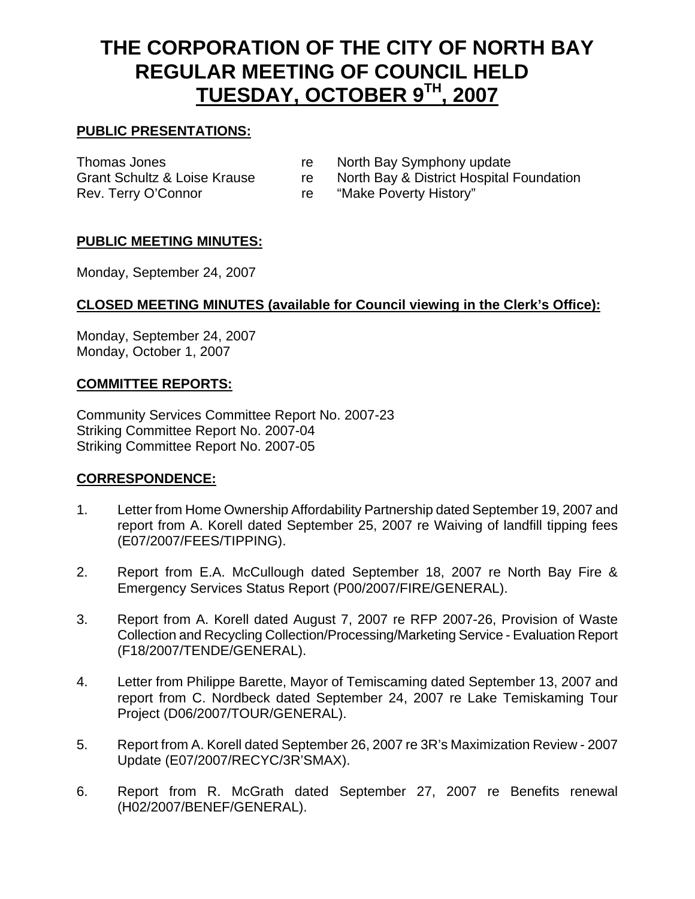# THE CORPORATION OF THE CITY OF NORTH BAY REGULAR MEETING OF COUNCIL HELD TUESDAY, OCTOBER 9TH, 2007

**PUBLIC PRESENTATIONS:**

| | | |
|---|---|---|
| Thomas Jones | re | North Bay Symphony update |
| Grant Schultz & Loise Krause | re | North Bay & District Hospital Foundation |
| Rev. Terry O'Connor | re | "Make Poverty History" |

**PUBLIC MEETING MINUTES:**

Monday, September 24, 2007

**CLOSED MEETING MINUTES (available for Council viewing in the Clerk's Office):**

Monday, September 24, 2007
Monday, October 1, 2007

**COMMITTEE REPORTS:**

Community Services Committee Report No. 2007-23
Striking Committee Report No. 2007-04
Striking Committee Report No. 2007-05

**CORRESPONDENCE:**

1. Letter from Home Ownership Affordability Partnership dated September 19, 2007 and report from A. Korell dated September 25, 2007 re Waiving of landfill tipping fees (E07/2007/FEES/TIPPING).

2. Report from E.A. McCullough dated September 18, 2007 re North Bay Fire & Emergency Services Status Report (P00/2007/FIRE/GENERAL).

3. Report from A. Korell dated August 7, 2007 re RFP 2007-26, Provision of Waste Collection and Recycling Collection/Processing/Marketing Service - Evaluation Report (F18/2007/TENDE/GENERAL).

4. Letter from Philippe Barette, Mayor of Temiscaming dated September 13, 2007 and report from C. Nordbeck dated September 24, 2007 re Lake Temiskaming Tour Project (D06/2007/TOUR/GENERAL).

5. Report from A. Korell dated September 26, 2007 re 3R's Maximization Review - 2007 Update (E07/2007/RECYC/3R'SMAX).

6. Report from R. McGrath dated September 27, 2007 re Benefits renewal (H02/2007/BENEF/GENERAL).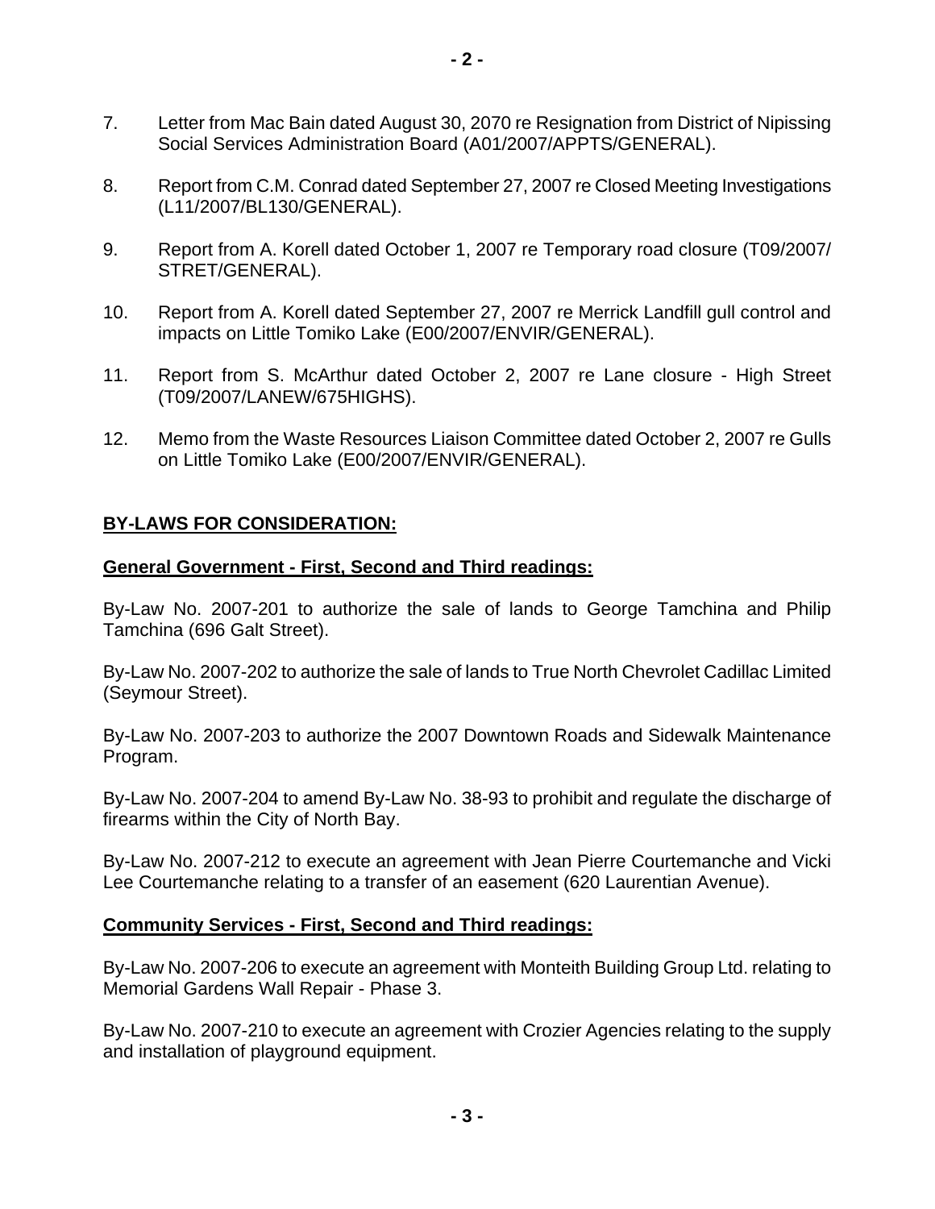7. Letter from Mac Bain dated August 30, 2070 re Resignation from District of Nipissing Social Services Administration Board (A01/2007/APPTS/GENERAL).

8. Report from C.M. Conrad dated September 27, 2007 re Closed Meeting Investigations (L11/2007/BL130/GENERAL).

9. Report from A. Korell dated October 1, 2007 re Temporary road closure (T09/2007/STRET/GENERAL).

10. Report from A. Korell dated September 27, 2007 re Merrick Landfill gull control and impacts on Little Tomiko Lake (E00/2007/ENVIR/GENERAL).

11. Report from S. McArthur dated October 2, 2007 re Lane closure - High Street (T09/2007/LANEW/675HIGHS).

12. Memo from the Waste Resources Liaison Committee dated October 2, 2007 re Gulls on Little Tomiko Lake (E00/2007/ENVIR/GENERAL).

## BY-LAWS FOR CONSIDERATION:

### General Government - First, Second and Third readings:

By-Law No. 2007-201 to authorize the sale of lands to George Tamchina and Philip Tamchina (696 Galt Street).

By-Law No. 2007-202 to authorize the sale of lands to True North Chevrolet Cadillac Limited (Seymour Street).

By-Law No. 2007-203 to authorize the 2007 Downtown Roads and Sidewalk Maintenance Program.

By-Law No. 2007-204 to amend By-Law No. 38-93 to prohibit and regulate the discharge of firearms within the City of North Bay.

By-Law No. 2007-212 to execute an agreement with Jean Pierre Courtemanche and Vicki Lee Courtemanche relating to a transfer of an easement (620 Laurentian Avenue).

### Community Services - First, Second and Third readings:

By-Law No. 2007-206 to execute an agreement with Monteith Building Group Ltd. relating to Memorial Gardens Wall Repair - Phase 3.

By-Law No. 2007-210 to execute an agreement with Crozier Agencies relating to the supply and installation of playground equipment.

- 3 -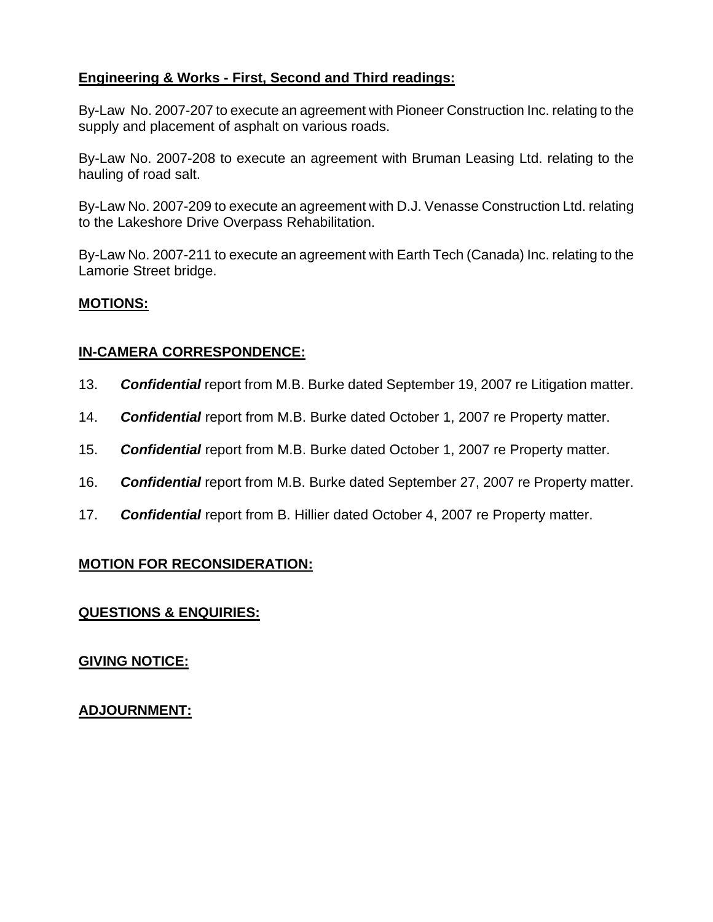**Engineering & Works - First, Second and Third readings:**

By-Law No. 2007-207 to execute an agreement with Pioneer Construction Inc. relating to the supply and placement of asphalt on various roads.

By-Law No. 2007-208 to execute an agreement with Bruman Leasing Ltd. relating to the hauling of road salt.

By-Law No. 2007-209 to execute an agreement with D.J. Venasse Construction Ltd. relating to the Lakeshore Drive Overpass Rehabilitation.

By-Law No. 2007-211 to execute an agreement with Earth Tech (Canada) Inc. relating to the Lamorie Street bridge.

**MOTIONS:**

**IN-CAMERA CORRESPONDENCE:**

13. ***Confidential*** report from M.B. Burke dated September 19, 2007 re Litigation matter.

14. ***Confidential*** report from M.B. Burke dated October 1, 2007 re Property matter.

15. ***Confidential*** report from M.B. Burke dated October 1, 2007 re Property matter.

16. ***Confidential*** report from M.B. Burke dated September 27, 2007 re Property matter.

17. ***Confidential*** report from B. Hillier dated October 4, 2007 re Property matter.

**MOTION FOR RECONSIDERATION:**

**QUESTIONS & ENQUIRIES:**

**GIVING NOTICE:**

**ADJOURNMENT:**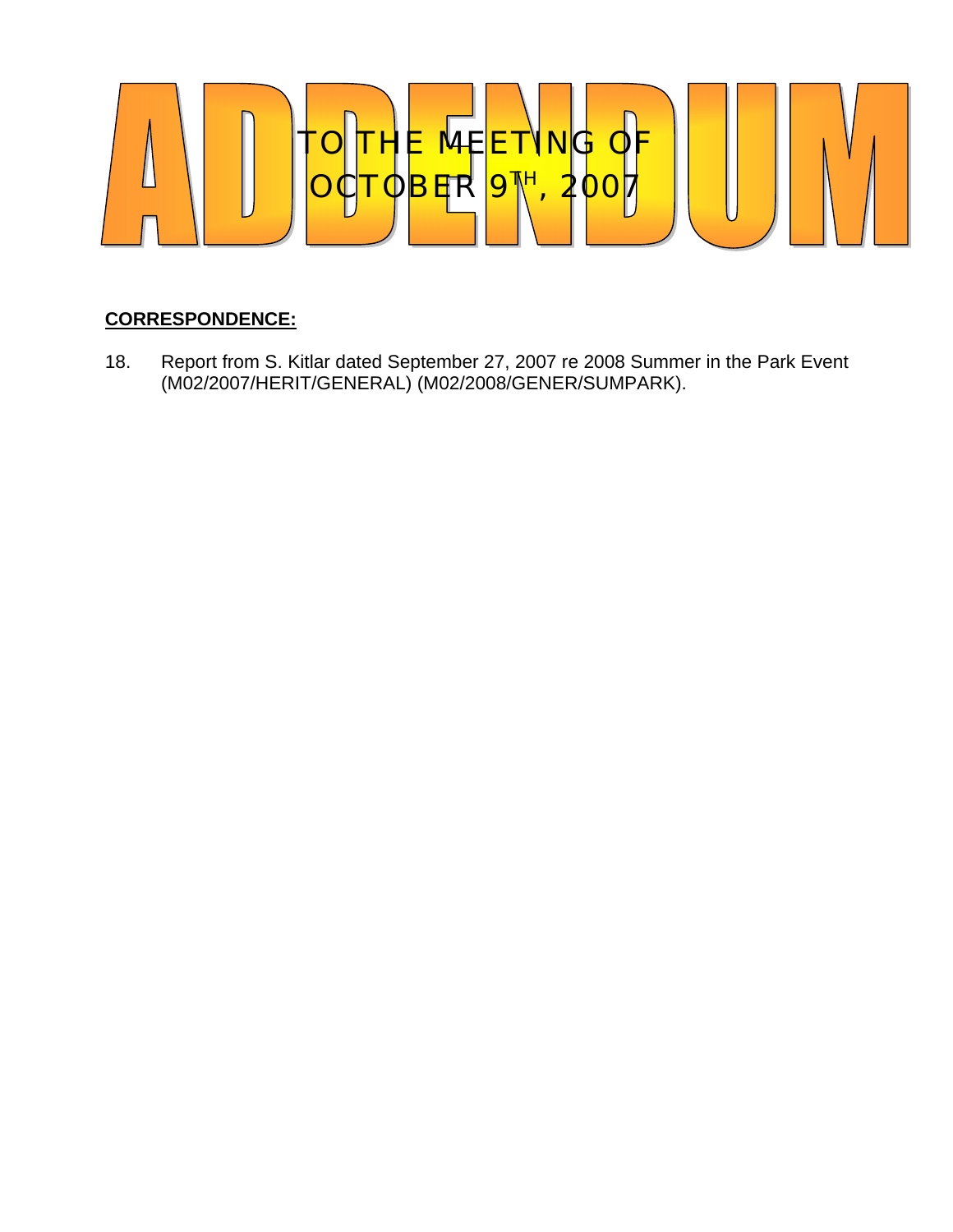# ADDENDUM

TO THE MEETING OF OCTOBER 9TH, 2007

**CORRESPONDENCE:**

18. Report from S. Kitlar dated September 27, 2007 re 2008 Summer in the Park Event (M02/2007/HERIT/GENERAL) (M02/2008/GENER/SUMPARK).